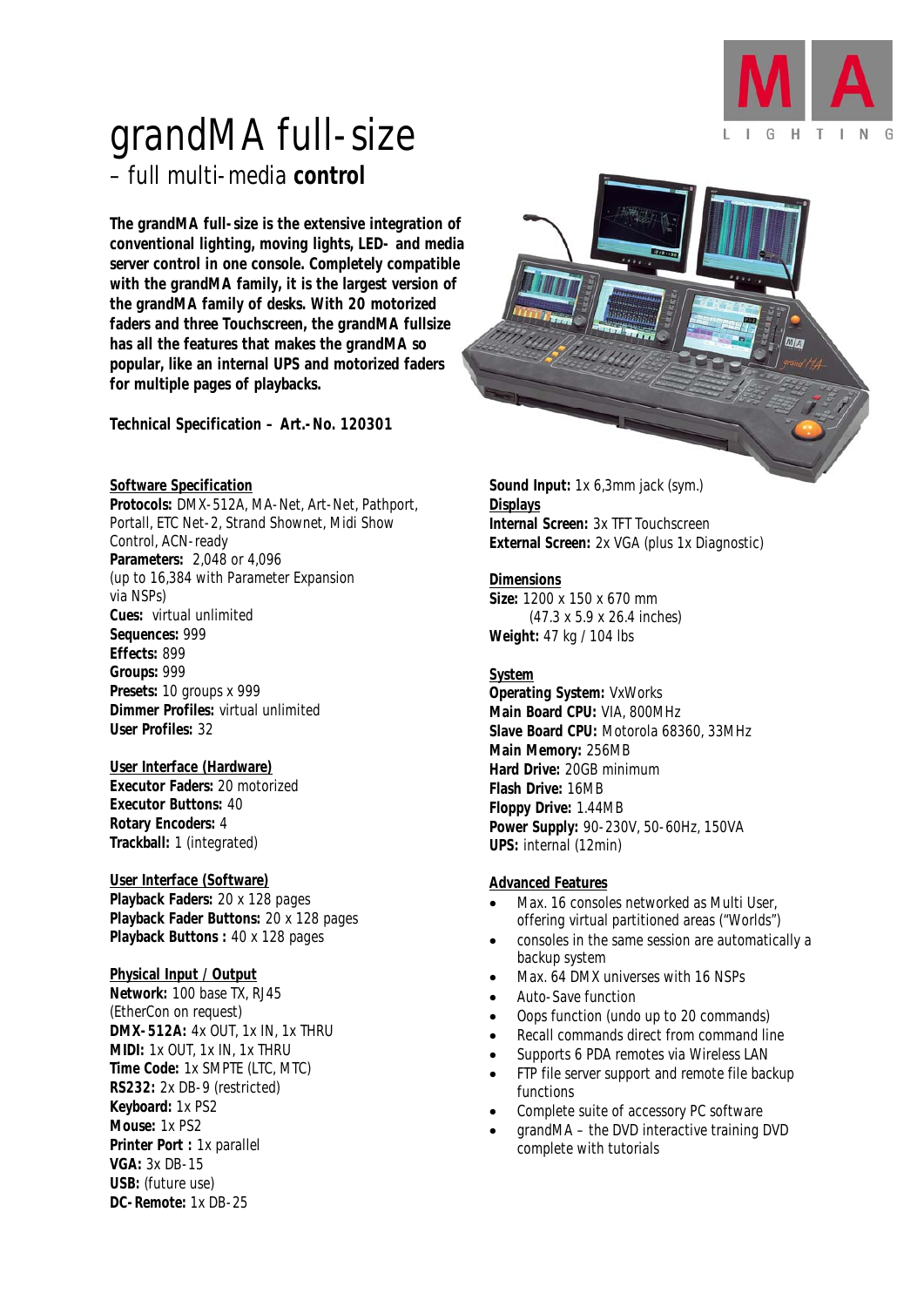# grandMA full-size

## – full multi-media **control**

**The grandMA full-size is the extensive integration of conventional lighting, moving lights, LED- and media server control in one console. Completely compatible with the grandMA family, it is the largest version of the grandMA family of desks. With 20 motorized faders and three Touchscreen, the grandMA fullsize has all the features that makes the grandMA so popular, like an internal UPS and motorized faders for multiple pages of playbacks.**

**Technical Specification – Art.-No. 120301**

### Software Specification

**Protocols:** DMX-512A, MA-Net, Art-Net, Pathport, Portall, ETC Net-2, Strand Shownet, Midi Show Control, ACN-ready
**Parameters:** 2,048 or 4,096 (up to 16,384 with Parameter Expansion via NSPs)
**Cues:** virtual unlimited
**Sequences:** 999
**Effects:** 899
**Groups:** 999
**Presets:** 10 groups x 999
**Dimmer Profiles:** virtual unlimited
**User Profiles:** 32

### User Interface (Hardware)

**Executor Faders:** 20 motorized
**Executor Buttons:** 40
**Rotary Encoders:** 4
**Trackball:** 1 (integrated)

### User Interface (Software)

**Playback Faders:** 20 x 128 pages
**Playback Fader Buttons:** 20 x 128 pages
**Playback Buttons :** 40 x 128 pages

### Physical Input / Output

**Network:** 100 base TX, RJ45 (EtherCon on request)
**DMX-512A:** 4x OUT, 1x IN, 1x THRU
**MIDI:** 1x OUT, 1x IN, 1x THRU
**Time Code:** 1x SMPTE (LTC, MTC)
**RS232:** 2x DB-9 (restricted)
**Keyboard:** 1x PS2
**Mouse:** 1x PS2
**Printer Port :** 1x parallel
**VGA:** 3x DB-15
**USB:** (future use)
**DC-Remote:** 1x DB-25
**Sound Input:** 1x 6,3mm jack (sym.)

### Displays

**Internal Screen:** 3x TFT Touchscreen
**External Screen:** 2x VGA (plus 1x Diagnostic)

### Dimensions

**Size:** 1200 x 150 x 670 mm (47.3 x 5.9 x 26.4 inches)
**Weight:** 47 kg / 104 lbs

### System

**Operating System:** VxWorks
**Main Board CPU:** VIA, 800MHz
**Slave Board CPU:** Motorola 68360, 33MHz
**Main Memory:** 256MB
**Hard Drive:** 20GB minimum
**Flash Drive:** 16MB
**Floppy Drive:** 1.44MB
**Power Supply:** 90-230V, 50-60Hz, 150VA
**UPS:** internal (12min)

### Advanced Features

- Max. 16 consoles networked as Multi User, offering virtual partitioned areas ("Worlds")
- consoles in the same session are automatically a backup system
- Max. 64 DMX universes with 16 NSPs
- Auto-Save function
- Oops function (undo up to 20 commands)
- Recall commands direct from command line
- Supports 6 PDA remotes via Wireless LAN
- FTP file server support and remote file backup functions
- Complete suite of accessory PC software
- grandMA – the DVD interactive training DVD complete with tutorials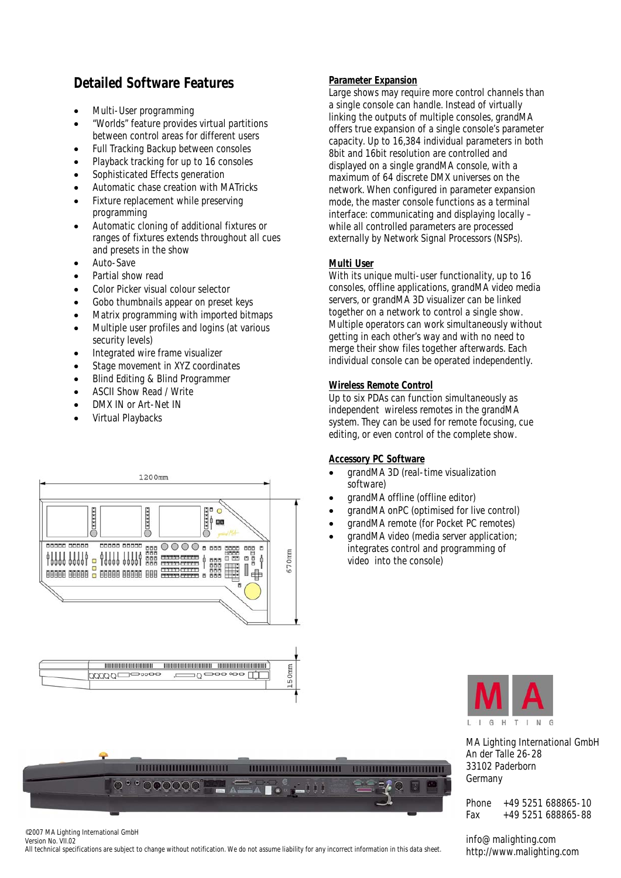## Detailed Software Features

- Multi-User programming
- "Worlds" feature provides virtual partitions between control areas for different users
- Full Tracking Backup between consoles
- Playback tracking for up to 16 consoles
- Sophisticated Effects generation
- Automatic chase creation with MATricks
- Fixture replacement while preserving programming
- Automatic cloning of additional fixtures or ranges of fixtures extends throughout all cues and presets in the show
- Auto-Save
- Partial show read
- Color Picker visual colour selector
- Gobo thumbnails appear on preset keys
- Matrix programming with imported bitmaps
- Multiple user profiles and logins (at various security levels)
- Integrated wire frame visualizer
- Stage movement in XYZ coordinates
- Blind Editing & Blind Programmer
- ASCII Show Read / Write
- DMX IN or Art-Net IN
- Virtual Playbacks

1200mm

670mm

150mm

### Parameter Expansion

Large shows may require more control channels than a single console can handle. Instead of virtually linking the outputs of multiple consoles, grandMA offers true expansion of a single console's parameter capacity. Up to 16,384 individual parameters in both 8bit and 16bit resolution are controlled and displayed on a single grandMA console, with a maximum of 64 discrete DMX universes on the network. When configured in parameter expansion mode, the master console functions as a terminal interface: communicating and displaying locally – while all controlled parameters are processed externally by Network Signal Processors (NSPs).

### Multi User

With its unique multi-user functionality, up to 16 consoles, offline applications, grandMA video media servers, or grandMA 3D visualizer can be linked together on a network to control a single show. Multiple operators can work simultaneously without getting in each other's way and with no need to merge their show files together afterwards. Each individual console can be operated independently.

### Wireless Remote Control

Up to six PDAs can function simultaneously as independent wireless remotes in the grandMA system. They can be used for remote focusing, cue editing, or even control of the complete show.

### Accessory PC Software

- grandMA 3D (real-time visualization software)
- grandMA offline (offline editor)
- grandMA onPC (optimised for live control)
- grandMA remote (for Pocket PC remotes)
- grandMA video (media server application; integrates control and programming of video into the console)

MA LIGHTING

MA Lighting International GmbH
An der Talle 26-28
33102 Paderborn
Germany

Phone +49 5251 688865-10
Fax +49 5251 688865-88

info@malighting.com
http://www.malighting.com

©2007 MA Lighting International GmbH
Version No. VII.02
All technical specifications are subject to change without notification. We do not assume liability for any incorrect information in this data sheet.